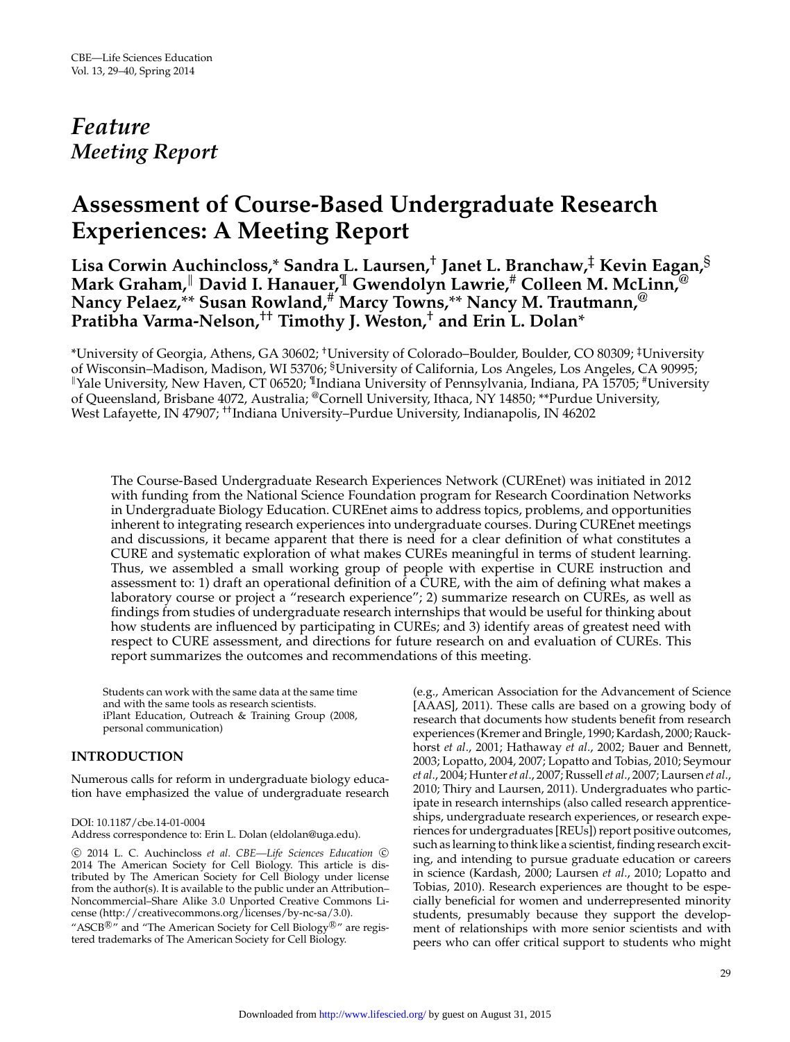*Feature*
*Meeting Report*

# Assessment of Course-Based Undergraduate Research Experiences: A Meeting Report

**Lisa Corwin Auchincloss,* Sandra L. Laursen,† Janet L. Branchaw,‡ Kevin Eagan,§ Mark Graham,‖ David I. Hanauer,¶ Gwendolyn Lawrie,# Colleen M. McLinn,@ Nancy Pelaez,** Susan Rowland,# Marcy Towns,** Nancy M. Trautmann,@ Pratibha Varma-Nelson,†† Timothy J. Weston,† and Erin L. Dolan***

*University of Georgia, Athens, GA 30602; †University of Colorado–Boulder, Boulder, CO 80309; ‡University of Wisconsin–Madison, Madison, WI 53706; §University of California, Los Angeles, Los Angeles, CA 90995; ‖Yale University, New Haven, CT 06520; ¶Indiana University of Pennsylvania, Indiana, PA 15705; #University of Queensland, Brisbane 4072, Australia; @Cornell University, Ithaca, NY 14850; **Purdue University, West Lafayette, IN 47907; ††Indiana University–Purdue University, Indianapolis, IN 46202

The Course-Based Undergraduate Research Experiences Network (CUREnet) was initiated in 2012 with funding from the National Science Foundation program for Research Coordination Networks in Undergraduate Biology Education. CUREnet aims to address topics, problems, and opportunities inherent to integrating research experiences into undergraduate courses. During CUREnet meetings and discussions, it became apparent that there is need for a clear definition of what constitutes a CURE and systematic exploration of what makes CUREs meaningful in terms of student learning. Thus, we assembled a small working group of people with expertise in CURE instruction and assessment to: 1) draft an operational definition of a CURE, with the aim of defining what makes a laboratory course or project a "research experience"; 2) summarize research on CUREs, as well as findings from studies of undergraduate research internships that would be useful for thinking about how students are influenced by participating in CUREs; and 3) identify areas of greatest need with respect to CURE assessment, and directions for future research on and evaluation of CUREs. This report summarizes the outcomes and recommendations of this meeting.

> Students can work with the same data at the same time and with the same tools as research scientists.
> iPlant Education, Outreach & Training Group (2008, personal communication)

## INTRODUCTION

Numerous calls for reform in undergraduate biology education have emphasized the value of undergraduate research (e.g., American Association for the Advancement of Science [AAAS], 2011). These calls are based on a growing body of research that documents how students benefit from research experiences (Kremer and Bringle, 1990; Kardash, 2000; Rauckhorst *et al*., 2001; Hathaway *et al*., 2002; Bauer and Bennett, 2003; Lopatto, 2004, 2007; Lopatto and Tobias, 2010; Seymour *et al*., 2004; Hunter *et al*., 2007; Russell *et al*., 2007; Laursen *et al*., 2010; Thiry and Laursen, 2011). Undergraduates who participate in research internships (also called research apprenticeships, undergraduate research experiences, or research experiences for undergraduates [REUs]) report positive outcomes, such as learning to think like a scientist, finding research exciting, and intending to pursue graduate education or careers in science (Kardash, 2000; Laursen *et al*., 2010; Lopatto and Tobias, 2010). Research experiences are thought to be especially beneficial for women and underrepresented minority students, presumably because they support the development of relationships with more senior scientists and with peers who can offer critical support to students who might

DOI: 10.1187/cbe.14-01-0004
Address correspondence to: Erin L. Dolan (eldolan@uga.edu).

© 2014 L. C. Auchincloss *et al*. *CBE—Life Sciences Education* © 2014 The American Society for Cell Biology. This article is distributed by The American Society for Cell Biology under license from the author(s). It is available to the public under an Attribution–Noncommercial–Share Alike 3.0 Unported Creative Commons License (http://creativecommons.org/licenses/by-nc-sa/3.0).
"ASCB®" and "The American Society for Cell Biology®" are registered trademarks of The American Society for Cell Biology.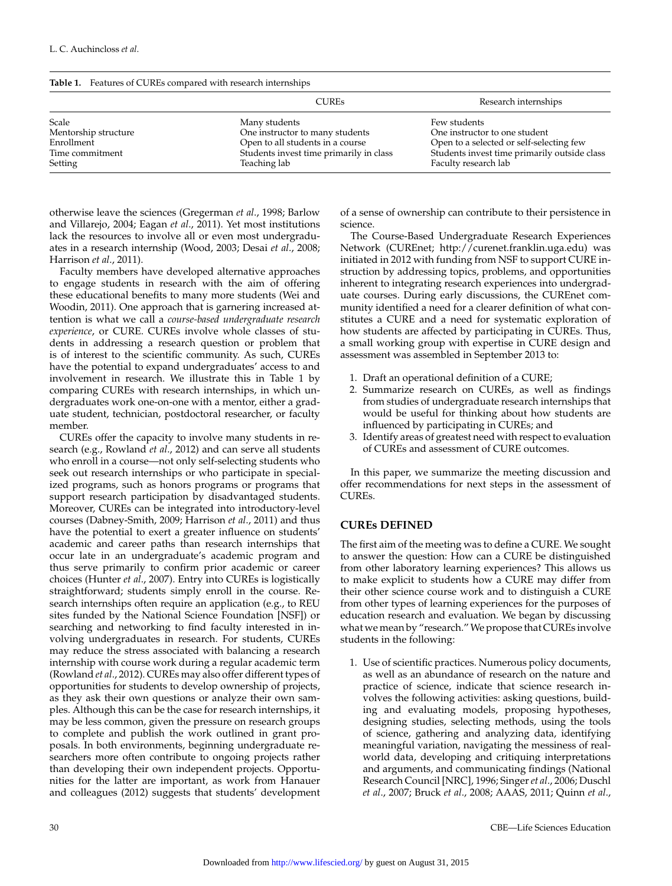**Table 1.** Features of CUREs compared with research internships

| | CUREs | Research internships |
|---|---|---|
| Scale | Many students | Few students |
| Mentorship structure | One instructor to many students | One instructor to one student |
| Enrollment | Open to all students in a course | Open to a selected or self-selecting few |
| Time commitment | Students invest time primarily in class | Students invest time primarily outside class |
| Setting | Teaching lab | Faculty research lab |

otherwise leave the sciences (Gregerman *et al*., 1998; Barlow and Villarejo, 2004; Eagan *et al*., 2011). Yet most institutions lack the resources to involve all or even most undergraduates in a research internship (Wood, 2003; Desai *et al*., 2008; Harrison *et al*., 2011).

Faculty members have developed alternative approaches to engage students in research with the aim of offering these educational benefits to many more students (Wei and Woodin, 2011). One approach that is garnering increased attention is what we call a *course-based undergraduate research experience*, or CURE. CUREs involve whole classes of students in addressing a research question or problem that is of interest to the scientific community. As such, CUREs have the potential to expand undergraduates' access to and involvement in research. We illustrate this in Table 1 by comparing CUREs with research internships, in which undergraduates work one-on-one with a mentor, either a graduate student, technician, postdoctoral researcher, or faculty member.

CUREs offer the capacity to involve many students in research (e.g., Rowland *et al*., 2012) and can serve all students who enroll in a course—not only self-selecting students who seek out research internships or who participate in specialized programs, such as honors programs or programs that support research participation by disadvantaged students. Moreover, CUREs can be integrated into introductory-level courses (Dabney-Smith, 2009; Harrison *et al*., 2011) and thus have the potential to exert a greater influence on students' academic and career paths than research internships that occur late in an undergraduate's academic program and thus serve primarily to confirm prior academic or career choices (Hunter *et al*., 2007). Entry into CUREs is logistically straightforward; students simply enroll in the course. Research internships often require an application (e.g., to REU sites funded by the National Science Foundation [NSF]) or searching and networking to find faculty interested in involving undergraduates in research. For students, CUREs may reduce the stress associated with balancing a research internship with course work during a regular academic term (Rowland *et al*., 2012). CUREs may also offer different types of opportunities for students to develop ownership of projects, as they ask their own questions or analyze their own samples. Although this can be the case for research internships, it may be less common, given the pressure on research groups to complete and publish the work outlined in grant proposals. In both environments, beginning undergraduate researchers more often contribute to ongoing projects rather than developing their own independent projects. Opportunities for the latter are important, as work from Hanauer and colleagues (2012) suggests that students' development of a sense of ownership can contribute to their persistence in science.

The Course-Based Undergraduate Research Experiences Network (CUREnet; http://curenet.franklin.uga.edu) was initiated in 2012 with funding from NSF to support CURE instruction by addressing topics, problems, and opportunities inherent to integrating research experiences into undergraduate courses. During early discussions, the CUREnet community identified a need for a clearer definition of what constitutes a CURE and a need for systematic exploration of how students are affected by participating in CUREs. Thus, a small working group with expertise in CURE design and assessment was assembled in September 2013 to:

1. Draft an operational definition of a CURE;
2. Summarize research on CUREs, as well as findings from studies of undergraduate research internships that would be useful for thinking about how students are influenced by participating in CUREs; and
3. Identify areas of greatest need with respect to evaluation of CUREs and assessment of CURE outcomes.

In this paper, we summarize the meeting discussion and offer recommendations for next steps in the assessment of CUREs.

## CUREs DEFINED

The first aim of the meeting was to define a CURE. We sought to answer the question: How can a CURE be distinguished from other laboratory learning experiences? This allows us to make explicit to students how a CURE may differ from their other science course work and to distinguish a CURE from other types of learning experiences for the purposes of education research and evaluation. We began by discussing what we mean by "research." We propose that CUREs involve students in the following:

1. Use of scientific practices. Numerous policy documents, as well as an abundance of research on the nature and practice of science, indicate that science research involves the following activities: asking questions, building and evaluating models, proposing hypotheses, designing studies, selecting methods, using the tools of science, gathering and analyzing data, identifying meaningful variation, navigating the messiness of real-world data, developing and critiquing interpretations and arguments, and communicating findings (National Research Council [NRC], 1996; Singer *et al*., 2006; Duschl *et al*., 2007; Bruck *et al*., 2008; AAAS, 2011; Quinn *et al*.,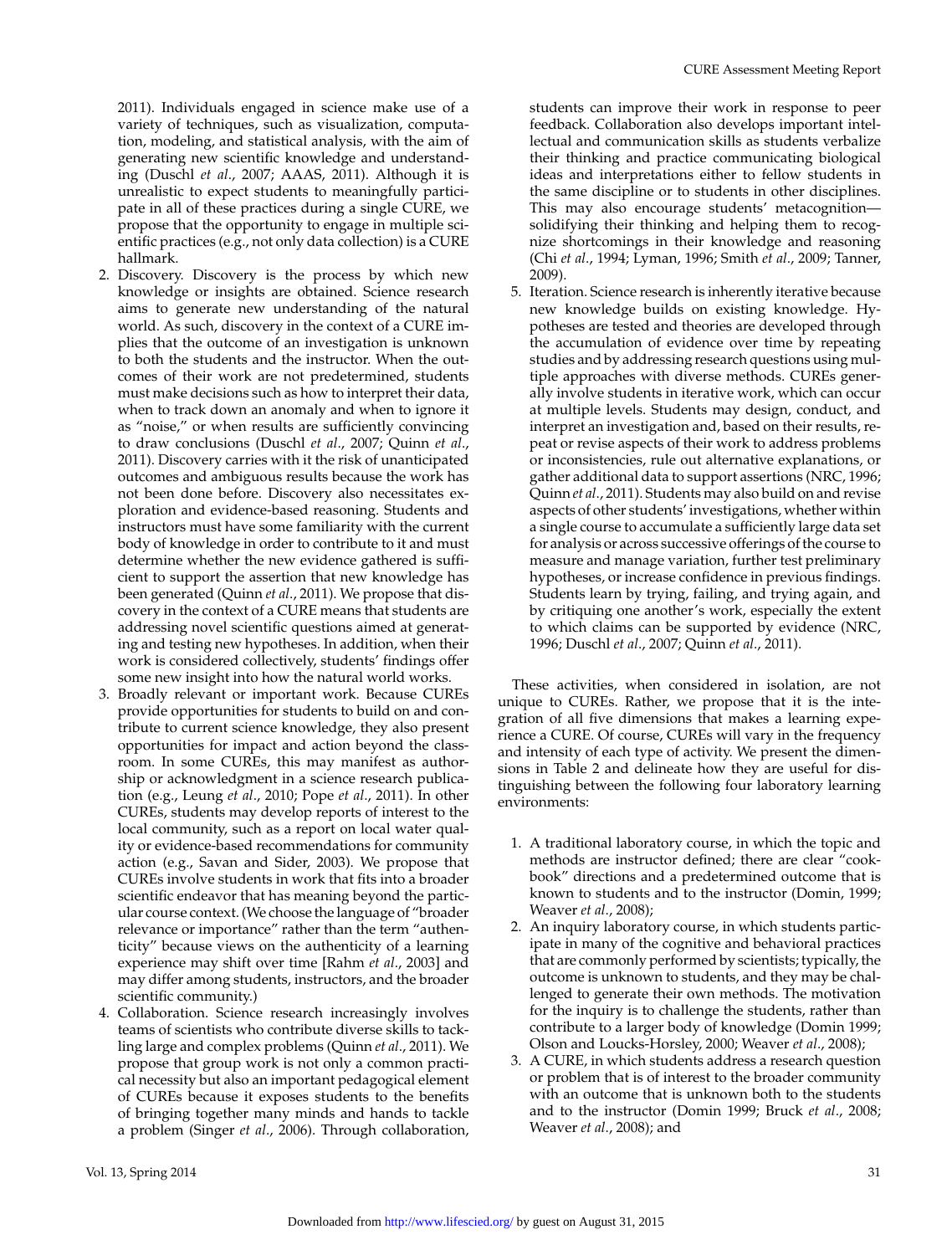2011). Individuals engaged in science make use of a variety of techniques, such as visualization, computation, modeling, and statistical analysis, with the aim of generating new scientific knowledge and understanding (Duschl *et al*., 2007; AAAS, 2011). Although it is unrealistic to expect students to meaningfully participate in all of these practices during a single CURE, we propose that the opportunity to engage in multiple scientific practices (e.g., not only data collection) is a CURE hallmark.

2. Discovery. Discovery is the process by which new knowledge or insights are obtained. Science research aims to generate new understanding of the natural world. As such, discovery in the context of a CURE implies that the outcome of an investigation is unknown to both the students and the instructor. When the outcomes of their work are not predetermined, students must make decisions such as how to interpret their data, when to track down an anomaly and when to ignore it as "noise," or when results are sufficiently convincing to draw conclusions (Duschl *et al*., 2007; Quinn *et al*., 2011). Discovery carries with it the risk of unanticipated outcomes and ambiguous results because the work has not been done before. Discovery also necessitates exploration and evidence-based reasoning. Students and instructors must have some familiarity with the current body of knowledge in order to contribute to it and must determine whether the new evidence gathered is sufficient to support the assertion that new knowledge has been generated (Quinn *et al*., 2011). We propose that discovery in the context of a CURE means that students are addressing novel scientific questions aimed at generating and testing new hypotheses. In addition, when their work is considered collectively, students' findings offer some new insight into how the natural world works.

3. Broadly relevant or important work. Because CUREs provide opportunities for students to build on and contribute to current science knowledge, they also present opportunities for impact and action beyond the classroom. In some CUREs, this may manifest as authorship or acknowledgment in a science research publication (e.g., Leung *et al*., 2010; Pope *et al*., 2011). In other CUREs, students may develop reports of interest to the local community, such as a report on local water quality or evidence-based recommendations for community action (e.g., Savan and Sider, 2003). We propose that CUREs involve students in work that fits into a broader scientific endeavor that has meaning beyond the particular course context. (We choose the language of "broader relevance or importance" rather than the term "authenticity" because views on the authenticity of a learning experience may shift over time [Rahm *et al*., 2003] and may differ among students, instructors, and the broader scientific community.)

4. Collaboration. Science research increasingly involves teams of scientists who contribute diverse skills to tackling large and complex problems (Quinn *et al*., 2011). We propose that group work is not only a common practical necessity but also an important pedagogical element of CUREs because it exposes students to the benefits of bringing together many minds and hands to tackle a problem (Singer *et al*., 2006). Through collaboration, students can improve their work in response to peer feedback. Collaboration also develops important intellectual and communication skills as students verbalize their thinking and practice communicating biological ideas and interpretations either to fellow students in the same discipline or to students in other disciplines. This may also encourage students' metacognition—solidifying their thinking and helping them to recognize shortcomings in their knowledge and reasoning (Chi *et al*., 1994; Lyman, 1996; Smith *et al*., 2009; Tanner, 2009).

5. Iteration. Science research is inherently iterative because new knowledge builds on existing knowledge. Hypotheses are tested and theories are developed through the accumulation of evidence over time by repeating studies and by addressing research questions using multiple approaches with diverse methods. CUREs generally involve students in iterative work, which can occur at multiple levels. Students may design, conduct, and interpret an investigation and, based on their results, repeat or revise aspects of their work to address problems or inconsistencies, rule out alternative explanations, or gather additional data to support assertions (NRC, 1996; Quinn *et al*., 2011). Students may also build on and revise aspects of other students' investigations, whether within a single course to accumulate a sufficiently large data set for analysis or across successive offerings of the course to measure and manage variation, further test preliminary hypotheses, or increase confidence in previous findings. Students learn by trying, failing, and trying again, and by critiquing one another's work, especially the extent to which claims can be supported by evidence (NRC, 1996; Duschl *et al*., 2007; Quinn *et al*., 2011).

These activities, when considered in isolation, are not unique to CUREs. Rather, we propose that it is the integration of all five dimensions that makes a learning experience a CURE. Of course, CUREs will vary in the frequency and intensity of each type of activity. We present the dimensions in Table 2 and delineate how they are useful for distinguishing between the following four laboratory learning environments:

1. A traditional laboratory course, in which the topic and methods are instructor defined; there are clear "cookbook" directions and a predetermined outcome that is known to students and to the instructor (Domin, 1999; Weaver *et al*., 2008);
2. An inquiry laboratory course, in which students participate in many of the cognitive and behavioral practices that are commonly performed by scientists; typically, the outcome is unknown to students, and they may be challenged to generate their own methods. The motivation for the inquiry is to challenge the students, rather than contribute to a larger body of knowledge (Domin 1999; Olson and Loucks-Horsley, 2000; Weaver *et al*., 2008);
3. A CURE, in which students address a research question or problem that is of interest to the broader community with an outcome that is unknown both to the students and to the instructor (Domin 1999; Bruck *et al*., 2008; Weaver *et al*., 2008); and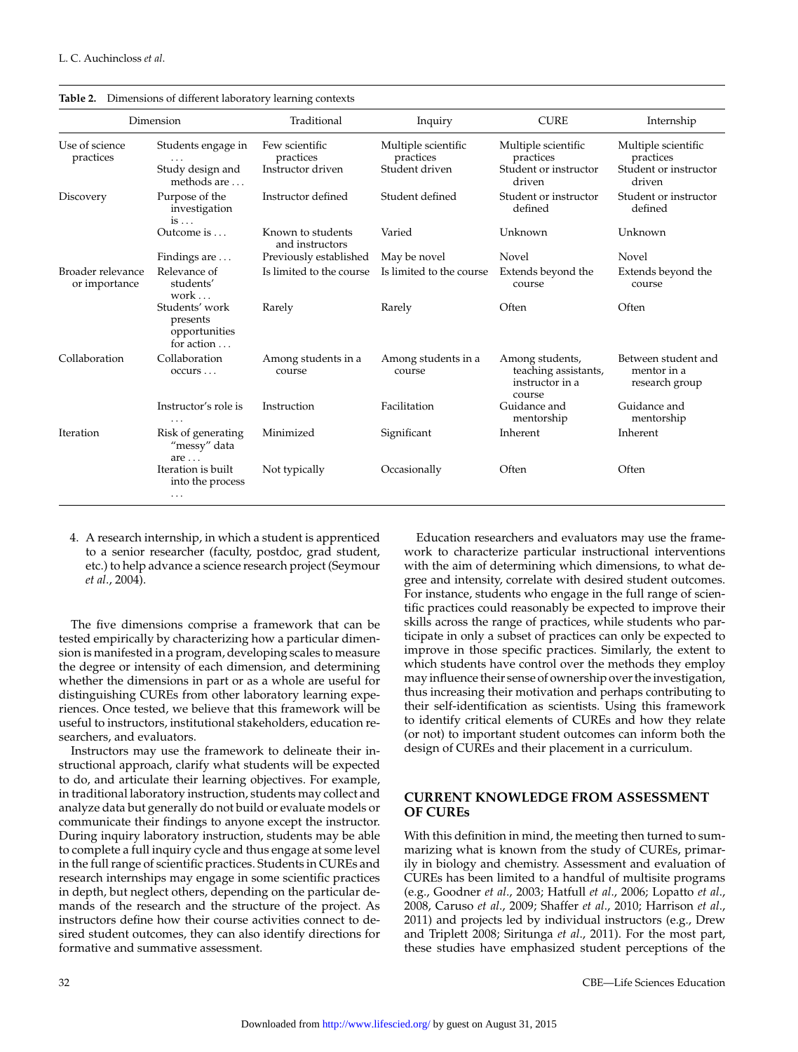**Table 2.** Dimensions of different laboratory learning contexts

| Dimension | | Traditional | Inquiry | CURE | Internship |
|---|---|---|---|---|---|
| Use of science practices | Students engage in . . . | Few scientific practices | Multiple scientific practices | Multiple scientific practices | Multiple scientific practices |
| | Study design and methods are . . . | Instructor driven | Student driven | Student or instructor driven | Student or instructor driven |
| Discovery | Purpose of the investigation is . . . | Instructor defined | Student defined | Student or instructor defined | Student or instructor defined |
| | Outcome is . . . | Known to students and instructors | Varied | Unknown | Unknown |
| | Findings are . . . | Previously established | May be novel | Novel | Novel |
| Broader relevance or importance | Relevance of students' work . . . | Is limited to the course | Is limited to the course | Extends beyond the course | Extends beyond the course |
| | Students' work presents opportunities for action . . . | Rarely | Rarely | Often | Often |
| Collaboration | Collaboration occurs . . . | Among students in a course | Among students in a course | Among students, teaching assistants, instructor in a course | Between student and mentor in a research group |
| | Instructor's role is . . . | Instruction | Facilitation | Guidance and mentorship | Guidance and mentorship |
| Iteration | Risk of generating "messy" data are . . . | Minimized | Significant | Inherent | Inherent |
| | Iteration is built into the process . . . | Not typically | Occasionally | Often | Often |

4. A research internship, in which a student is apprenticed to a senior researcher (faculty, postdoc, grad student, etc.) to help advance a science research project (Seymour *et al.*, 2004).

The five dimensions comprise a framework that can be tested empirically by characterizing how a particular dimension is manifested in a program, developing scales to measure the degree or intensity of each dimension, and determining whether the dimensions in part or as a whole are useful for distinguishing CUREs from other laboratory learning experiences. Once tested, we believe that this framework will be useful to instructors, institutional stakeholders, education researchers, and evaluators.

Instructors may use the framework to delineate their instructional approach, clarify what students will be expected to do, and articulate their learning objectives. For example, in traditional laboratory instruction, students may collect and analyze data but generally do not build or evaluate models or communicate their findings to anyone except the instructor. During inquiry laboratory instruction, students may be able to complete a full inquiry cycle and thus engage at some level in the full range of scientific practices. Students in CUREs and research internships may engage in some scientific practices in depth, but neglect others, depending on the particular demands of the research and the structure of the project. As instructors define how their course activities connect to desired student outcomes, they can also identify directions for formative and summative assessment.

Education researchers and evaluators may use the framework to characterize particular instructional interventions with the aim of determining which dimensions, to what degree and intensity, correlate with desired student outcomes. For instance, students who engage in the full range of scientific practices could reasonably be expected to improve their skills across the range of practices, while students who participate in only a subset of practices can only be expected to improve in those specific practices. Similarly, the extent to which students have control over the methods they employ may influence their sense of ownership over the investigation, thus increasing their motivation and perhaps contributing to their self-identification as scientists. Using this framework to identify critical elements of CUREs and how they relate (or not) to important student outcomes can inform both the design of CUREs and their placement in a curriculum.

## CURRENT KNOWLEDGE FROM ASSESSMENT OF CUREs

With this definition in mind, the meeting then turned to summarizing what is known from the study of CUREs, primarily in biology and chemistry. Assessment and evaluation of CUREs has been limited to a handful of multisite programs (e.g., Goodner *et al.*, 2003; Hatfull *et al.*, 2006; Lopatto *et al.*, 2008, Caruso *et al.*, 2009; Shaffer *et al.*, 2010; Harrison *et al.*, 2011) and projects led by individual instructors (e.g., Drew and Triplett 2008; Siritunga *et al.*, 2011). For the most part, these studies have emphasized student perceptions of the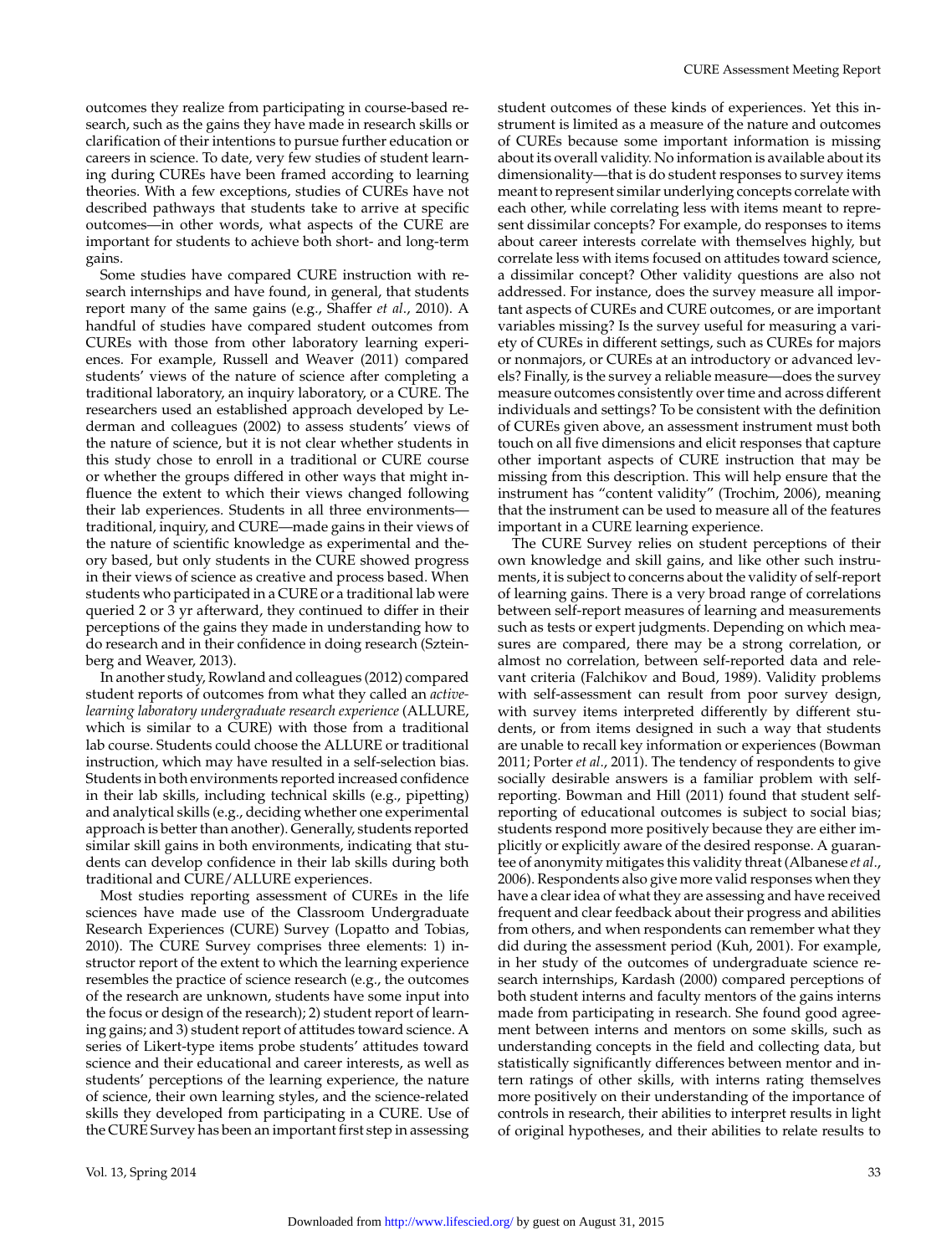outcomes they realize from participating in course-based research, such as the gains they have made in research skills or clarification of their intentions to pursue further education or careers in science. To date, very few studies of student learning during CUREs have been framed according to learning theories. With a few exceptions, studies of CUREs have not described pathways that students take to arrive at specific outcomes—in other words, what aspects of the CURE are important for students to achieve both short- and long-term gains.

Some studies have compared CURE instruction with research internships and have found, in general, that students report many of the same gains (e.g., Shaffer *et al*., 2010). A handful of studies have compared student outcomes from CUREs with those from other laboratory learning experiences. For example, Russell and Weaver (2011) compared students' views of the nature of science after completing a traditional laboratory, an inquiry laboratory, or a CURE. The researchers used an established approach developed by Lederman and colleagues (2002) to assess students' views of the nature of science, but it is not clear whether students in this study chose to enroll in a traditional or CURE course or whether the groups differed in other ways that might influence the extent to which their views changed following their lab experiences. Students in all three environments—traditional, inquiry, and CURE—made gains in their views of the nature of scientific knowledge as experimental and theory based, but only students in the CURE showed progress in their views of science as creative and process based. When students who participated in a CURE or a traditional lab were queried 2 or 3 yr afterward, they continued to differ in their perceptions of the gains they made in understanding how to do research and in their confidence in doing research (Szteinberg and Weaver, 2013).

In another study, Rowland and colleagues (2012) compared student reports of outcomes from what they called an *active-learning laboratory undergraduate research experience* (ALLURE, which is similar to a CURE) with those from a traditional lab course. Students could choose the ALLURE or traditional instruction, which may have resulted in a self-selection bias. Students in both environments reported increased confidence in their lab skills, including technical skills (e.g., pipetting) and analytical skills (e.g., deciding whether one experimental approach is better than another). Generally, students reported similar skill gains in both environments, indicating that students can develop confidence in their lab skills during both traditional and CURE/ALLURE experiences.

Most studies reporting assessment of CUREs in the life sciences have made use of the Classroom Undergraduate Research Experiences (CURE) Survey (Lopatto and Tobias, 2010). The CURE Survey comprises three elements: 1) instructor report of the extent to which the learning experience resembles the practice of science research (e.g., the outcomes of the research are unknown, students have some input into the focus or design of the research); 2) student report of learning gains; and 3) student report of attitudes toward science. A series of Likert-type items probe students' attitudes toward science and their educational and career interests, as well as students' perceptions of the learning experience, the nature of science, their own learning styles, and the science-related skills they developed from participating in a CURE. Use of the CURE Survey has been an important first step in assessing student outcomes of these kinds of experiences. Yet this instrument is limited as a measure of the nature and outcomes of CUREs because some important information is missing about its overall validity. No information is available about its dimensionality—that is do student responses to survey items meant to represent similar underlying concepts correlate with each other, while correlating less with items meant to represent dissimilar concepts? For example, do responses to items about career interests correlate with themselves highly, but correlate less with items focused on attitudes toward science, a dissimilar concept? Other validity questions are also not addressed. For instance, does the survey measure all important aspects of CUREs and CURE outcomes, or are important variables missing? Is the survey useful for measuring a variety of CUREs in different settings, such as CUREs for majors or nonmajors, or CUREs at an introductory or advanced levels? Finally, is the survey a reliable measure—does the survey measure outcomes consistently over time and across different individuals and settings? To be consistent with the definition of CUREs given above, an assessment instrument must both touch on all five dimensions and elicit responses that capture other important aspects of CURE instruction that may be missing from this description. This will help ensure that the instrument has "content validity" (Trochim, 2006), meaning that the instrument can be used to measure all of the features important in a CURE learning experience.

The CURE Survey relies on student perceptions of their own knowledge and skill gains, and like other such instruments, it is subject to concerns about the validity of self-report of learning gains. There is a very broad range of correlations between self-report measures of learning and measurements such as tests or expert judgments. Depending on which measures are compared, there may be a strong correlation, or almost no correlation, between self-reported data and relevant criteria (Falchikov and Boud, 1989). Validity problems with self-assessment can result from poor survey design, with survey items interpreted differently by different students, or from items designed in such a way that students are unable to recall key information or experiences (Bowman 2011; Porter *et al*., 2011). The tendency of respondents to give socially desirable answers is a familiar problem with self-reporting. Bowman and Hill (2011) found that student self-reporting of educational outcomes is subject to social bias; students respond more positively because they are either implicitly or explicitly aware of the desired response. A guarantee of anonymity mitigates this validity threat (Albanese *et al*., 2006). Respondents also give more valid responses when they have a clear idea of what they are assessing and have received frequent and clear feedback about their progress and abilities from others, and when respondents can remember what they did during the assessment period (Kuh, 2001). For example, in her study of the outcomes of undergraduate science research internships, Kardash (2000) compared perceptions of both student interns and faculty mentors of the gains interns made from participating in research. She found good agreement between interns and mentors on some skills, such as understanding concepts in the field and collecting data, but statistically significantly differences between mentor and intern ratings of other skills, with interns rating themselves more positively on their understanding of the importance of controls in research, their abilities to interpret results in light of original hypotheses, and their abilities to relate results to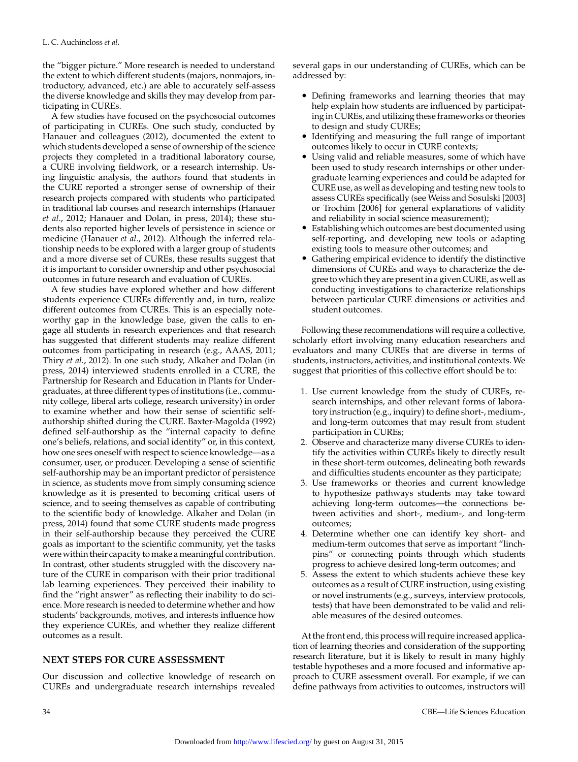the "bigger picture." More research is needed to understand the extent to which different students (majors, nonmajors, introductory, advanced, etc.) are able to accurately self-assess the diverse knowledge and skills they may develop from participating in CUREs.

A few studies have focused on the psychosocial outcomes of participating in CUREs. One such study, conducted by Hanauer and colleagues (2012), documented the extent to which students developed a sense of ownership of the science projects they completed in a traditional laboratory course, a CURE involving fieldwork, or a research internship. Using linguistic analysis, the authors found that students in the CURE reported a stronger sense of ownership of their research projects compared with students who participated in traditional lab courses and research internships (Hanauer *et al*., 2012; Hanauer and Dolan, in press, 2014); these students also reported higher levels of persistence in science or medicine (Hanauer *et al*., 2012). Although the inferred relationship needs to be explored with a larger group of students and a more diverse set of CUREs, these results suggest that it is important to consider ownership and other psychosocial outcomes in future research and evaluation of CUREs.

A few studies have explored whether and how different students experience CUREs differently and, in turn, realize different outcomes from CUREs. This is an especially noteworthy gap in the knowledge base, given the calls to engage all students in research experiences and that research has suggested that different students may realize different outcomes from participating in research (e.g., AAAS, 2011; Thiry *et al.*, 2012). In one such study, Alkaher and Dolan (in press, 2014) interviewed students enrolled in a CURE, the Partnership for Research and Education in Plants for Undergraduates, at three different types of institutions (i.e., community college, liberal arts college, research university) in order to examine whether and how their sense of scientific self-authorship shifted during the CURE. Baxter-Magolda (1992) defined self-authorship as the "internal capacity to define one's beliefs, relations, and social identity" or, in this context, how one sees oneself with respect to science knowledge—as a consumer, user, or producer. Developing a sense of scientific self-authorship may be an important predictor of persistence in science, as students move from simply consuming science knowledge as it is presented to becoming critical users of science, and to seeing themselves as capable of contributing to the scientific body of knowledge. Alkaher and Dolan (in press, 2014) found that some CURE students made progress in their self-authorship because they perceived the CURE goals as important to the scientific community, yet the tasks were within their capacity to make a meaningful contribution. In contrast, other students struggled with the discovery nature of the CURE in comparison with their prior traditional lab learning experiences. They perceived their inability to find the "right answer" as reflecting their inability to do science. More research is needed to determine whether and how students' backgrounds, motives, and interests influence how they experience CUREs, and whether they realize different outcomes as a result.

## NEXT STEPS FOR CURE ASSESSMENT

Our discussion and collective knowledge of research on CUREs and undergraduate research internships revealed several gaps in our understanding of CUREs, which can be addressed by:

- Defining frameworks and learning theories that may help explain how students are influenced by participating in CUREs, and utilizing these frameworks or theories to design and study CUREs;
- Identifying and measuring the full range of important outcomes likely to occur in CURE contexts;
- Using valid and reliable measures, some of which have been used to study research internships or other undergraduate learning experiences and could be adapted for CURE use, as well as developing and testing new tools to assess CUREs specifically (see Weiss and Sosulski [2003] or Trochim [2006] for general explanations of validity and reliability in social science measurement);
- Establishing which outcomes are best documented using self-reporting, and developing new tools or adapting existing tools to measure other outcomes; and
- Gathering empirical evidence to identify the distinctive dimensions of CUREs and ways to characterize the degree to which they are present in a given CURE, as well as conducting investigations to characterize relationships between particular CURE dimensions or activities and student outcomes.

Following these recommendations will require a collective, scholarly effort involving many education researchers and evaluators and many CUREs that are diverse in terms of students, instructors, activities, and institutional contexts. We suggest that priorities of this collective effort should be to:

1. Use current knowledge from the study of CUREs, research internships, and other relevant forms of laboratory instruction (e.g., inquiry) to define short-, medium-, and long-term outcomes that may result from student participation in CUREs;
2. Observe and characterize many diverse CUREs to identify the activities within CUREs likely to directly result in these short-term outcomes, delineating both rewards and difficulties students encounter as they participate;
3. Use frameworks or theories and current knowledge to hypothesize pathways students may take toward achieving long-term outcomes—the connections between activities and short-, medium-, and long-term outcomes;
4. Determine whether one can identify key short- and medium-term outcomes that serve as important "linchpins" or connecting points through which students progress to achieve desired long-term outcomes; and
5. Assess the extent to which students achieve these key outcomes as a result of CURE instruction, using existing or novel instruments (e.g., surveys, interview protocols, tests) that have been demonstrated to be valid and reliable measures of the desired outcomes.

At the front end, this process will require increased application of learning theories and consideration of the supporting research literature, but it is likely to result in many highly testable hypotheses and a more focused and informative approach to CURE assessment overall. For example, if we can define pathways from activities to outcomes, instructors will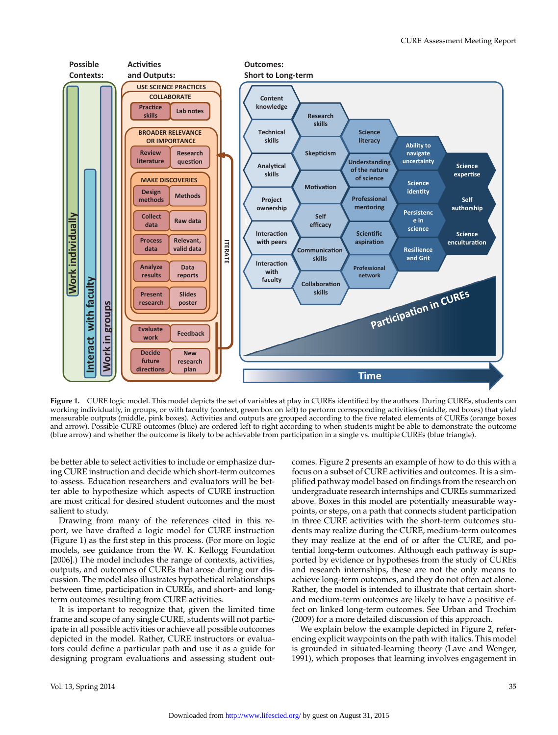Possible Contexts:

Work individually

Interact with faculty

Work in groups

Activities and Outputs:

USE SCIENCE PRACTICES

COLLABORATE

Practice skills | Lab notes

BROADER RELEVANCE OR IMPORTANCE

Review literature | Research question

MAKE DISCOVERIES

Design methods | Methods

Collect data | Raw data

Process data | Relevant, valid data

Analyze results | Data reports

Present research | Slides poster

Evaluate work | Feedback

Decide future directions | New research plan

ITERATE

Outcomes: Short to Long-term

Content knowledge

Technical skills

Analytical skills

Project ownership

Interaction with peers

Interaction with faculty

Research skills

Skepticism

Motivation

Self efficacy

Communication skills

Collaboration skills

Science literacy

Understanding of the nature of science

Professional mentoring

Scientific aspiration

Professional network

Ability to navigate uncertainty

Science identity

Persistence in science

Resilience and Grit

Science expertise

Self authorship

Science enculturation

Participation in CUREs

Time

**Figure 1.** CURE logic model. This model depicts the set of variables at play in CUREs identified by the authors. During CUREs, students can working individually, in groups, or with faculty (context, green box on left) to perform corresponding activities (middle, red boxes) that yield measurable outputs (middle, pink boxes). Activities and outputs are grouped according to the five related elements of CUREs (orange boxes and arrow). Possible CURE outcomes (blue) are ordered left to right according to when students might be able to demonstrate the outcome (blue arrow) and whether the outcome is likely to be achievable from participation in a single vs. multiple CUREs (blue triangle).

be better able to select activities to include or emphasize during CURE instruction and decide which short-term outcomes to assess. Education researchers and evaluators will be better able to hypothesize which aspects of CURE instruction are most critical for desired student outcomes and the most salient to study.

Drawing from many of the references cited in this report, we have drafted a logic model for CURE instruction (Figure 1) as the first step in this process. (For more on logic models, see guidance from the W. K. Kellogg Foundation [2006].) The model includes the range of contexts, activities, outputs, and outcomes of CUREs that arose during our discussion. The model also illustrates hypothetical relationships between time, participation in CUREs, and short- and long-term outcomes resulting from CURE activities.

It is important to recognize that, given the limited time frame and scope of any single CURE, students will not participate in all possible activities or achieve all possible outcomes depicted in the model. Rather, CURE instructors or evaluators could define a particular path and use it as a guide for designing program evaluations and assessing student outcomes. Figure 2 presents an example of how to do this with a focus on a subset of CURE activities and outcomes. It is a simplified pathway model based on findings from the research on undergraduate research internships and CUREs summarized above. Boxes in this model are potentially measurable waypoints, or steps, on a path that connects student participation in three CURE activities with the short-term outcomes students may realize during the CURE, medium-term outcomes they may realize at the end of or after the CURE, and potential long-term outcomes. Although each pathway is supported by evidence or hypotheses from the study of CUREs and research internships, these are not the only means to achieve long-term outcomes, and they do not often act alone. Rather, the model is intended to illustrate that certain short- and medium-term outcomes are likely to have a positive effect on linked long-term outcomes. See Urban and Trochim (2009) for a more detailed discussion of this approach.

We explain below the example depicted in Figure 2, referencing explicit waypoints on the path with italics. This model is grounded in situated-learning theory (Lave and Wenger, 1991), which proposes that learning involves engagement in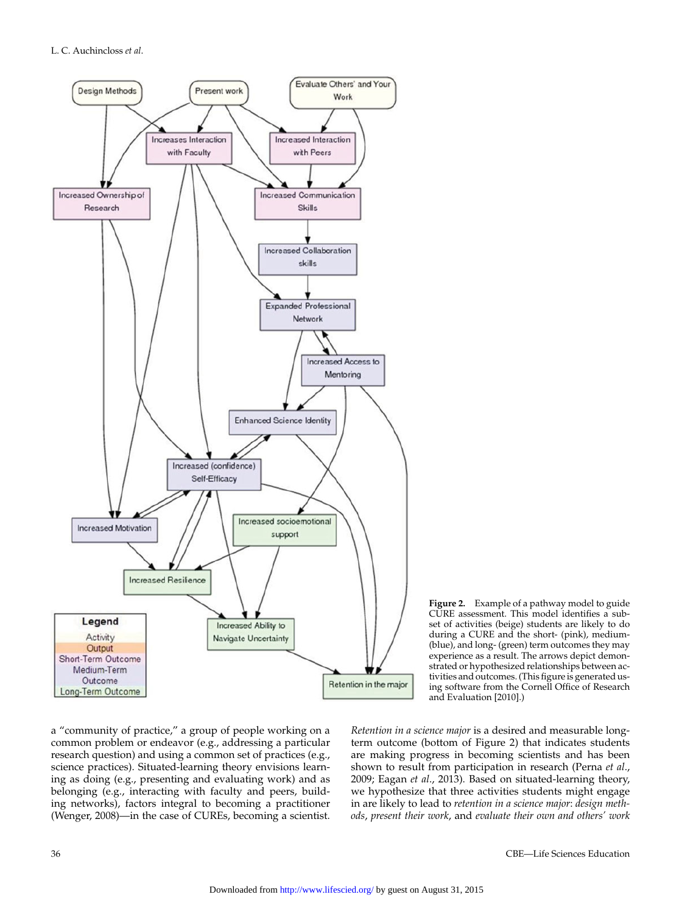Design Methods

Present work

Evaluate Others' and Your Work

Increases Interaction with Faculty

Increased Interaction with Peers

Increased Ownership of Research

Increased Communication Skills

Increased Collaboration skills

Expanded Professional Network

Increased Access to Mentoring

Enhanced Science Identity

Increased (confidence) Self-Efficacy

Increased Motivation

Increased socioemotional support

Increased Resilience

Increased Ability to Navigate Uncertainty

Retention in the major

Legend

Activity

Output

Short-Term Outcome

Medium-Term Outcome

Long-Term Outcome

**Figure 2.** Example of a pathway model to guide CURE assessment. This model identifies a subset of activities (beige) students are likely to do during a CURE and the short- (pink), medium- (blue), and long- (green) term outcomes they may experience as a result. The arrows depict demonstrated or hypothesized relationships between activities and outcomes. (This figure is generated using software from the Cornell Office of Research and Evaluation [2010].)

a "community of practice," a group of people working on a common problem or endeavor (e.g., addressing a particular research question) and using a common set of practices (e.g., science practices). Situated-learning theory envisions learning as doing (e.g., presenting and evaluating work) and as belonging (e.g., interacting with faculty and peers, building networks), factors integral to becoming a practitioner (Wenger, 2008)—in the case of CUREs, becoming a scientist.

*Retention in a science major* is a desired and measurable long-term outcome (bottom of Figure 2) that indicates students are making progress in becoming scientists and has been shown to result from participation in research (Perna *et al.*, 2009; Eagan *et al.*, 2013). Based on situated-learning theory, we hypothesize that three activities students might engage in are likely to lead to *retention in a science major*: *design methods*, *present their work*, and *evaluate their own and others' work*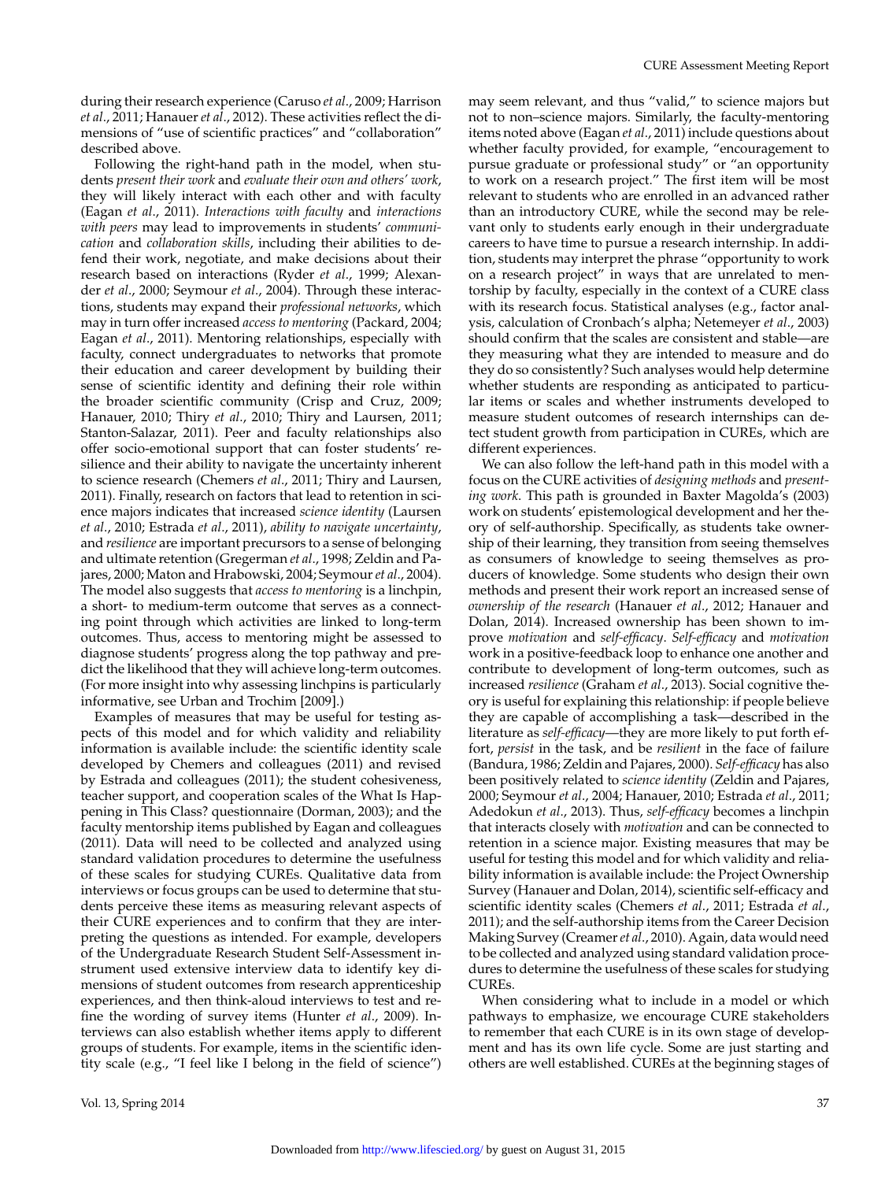during their research experience (Caruso *et al*., 2009; Harrison *et al*., 2011; Hanauer *et al*., 2012). These activities reflect the dimensions of "use of scientific practices" and "collaboration" described above.

Following the right-hand path in the model, when students *present their work* and *evaluate their own and others' work*, they will likely interact with each other and with faculty (Eagan *et al*., 2011). *Interactions with faculty* and *interactions with peers* may lead to improvements in students' *communication* and *collaboration skills*, including their abilities to defend their work, negotiate, and make decisions about their research based on interactions (Ryder *et al*., 1999; Alexander *et al*., 2000; Seymour *et al*., 2004). Through these interactions, students may expand their *professional networks*, which may in turn offer increased *access to mentoring* (Packard, 2004; Eagan *et al*., 2011). Mentoring relationships, especially with faculty, connect undergraduates to networks that promote their education and career development by building their sense of scientific identity and defining their role within the broader scientific community (Crisp and Cruz, 2009; Hanauer, 2010; Thiry *et al*., 2010; Thiry and Laursen, 2011; Stanton-Salazar, 2011). Peer and faculty relationships also offer socio-emotional support that can foster students' resilience and their ability to navigate the uncertainty inherent to science research (Chemers *et al*., 2011; Thiry and Laursen, 2011). Finally, research on factors that lead to retention in science majors indicates that increased *science identity* (Laursen *et al*., 2010; Estrada *et al*., 2011), *ability to navigate uncertainty*, and *resilience* are important precursors to a sense of belonging and ultimate retention (Gregerman *et al*., 1998; Zeldin and Pajares, 2000; Maton and Hrabowski, 2004; Seymour *et al*., 2004). The model also suggests that *access to mentoring* is a linchpin, a short- to medium-term outcome that serves as a connecting point through which activities are linked to long-term outcomes. Thus, access to mentoring might be assessed to diagnose students' progress along the top pathway and predict the likelihood that they will achieve long-term outcomes. (For more insight into why assessing linchpins is particularly informative, see Urban and Trochim [2009].)

Examples of measures that may be useful for testing aspects of this model and for which validity and reliability information is available include: the scientific identity scale developed by Chemers and colleagues (2011) and revised by Estrada and colleagues (2011); the student cohesiveness, teacher support, and cooperation scales of the What Is Happening in This Class? questionnaire (Dorman, 2003); and the faculty mentorship items published by Eagan and colleagues (2011). Data will need to be collected and analyzed using standard validation procedures to determine the usefulness of these scales for studying CUREs. Qualitative data from interviews or focus groups can be used to determine that students perceive these items as measuring relevant aspects of their CURE experiences and to confirm that they are interpreting the questions as intended. For example, developers of the Undergraduate Research Student Self-Assessment instrument used extensive interview data to identify key dimensions of student outcomes from research apprenticeship experiences, and then think-aloud interviews to test and refine the wording of survey items (Hunter *et al*., 2009). Interviews can also establish whether items apply to different groups of students. For example, items in the scientific identity scale (e.g., "I feel like I belong in the field of science") may seem relevant, and thus "valid," to science majors but not to non–science majors. Similarly, the faculty-mentoring items noted above (Eagan *et al*., 2011) include questions about whether faculty provided, for example, "encouragement to pursue graduate or professional study" or "an opportunity to work on a research project." The first item will be most relevant to students who are enrolled in an advanced rather than an introductory CURE, while the second may be relevant only to students early enough in their undergraduate careers to have time to pursue a research internship. In addition, students may interpret the phrase "opportunity to work on a research project" in ways that are unrelated to mentorship by faculty, especially in the context of a CURE class with its research focus. Statistical analyses (e.g., factor analysis, calculation of Cronbach's alpha; Netemeyer *et al*., 2003) should confirm that the scales are consistent and stable—are they measuring what they are intended to measure and do they do so consistently? Such analyses would help determine whether students are responding as anticipated to particular items or scales and whether instruments developed to measure student outcomes of research internships can detect student growth from participation in CUREs, which are different experiences.

We can also follow the left-hand path in this model with a focus on the CURE activities of *designing methods* and *presenting work*. This path is grounded in Baxter Magolda's (2003) work on students' epistemological development and her theory of self-authorship. Specifically, as students take ownership of their learning, they transition from seeing themselves as consumers of knowledge to seeing themselves as producers of knowledge. Some students who design their own methods and present their work report an increased sense of *ownership of the research* (Hanauer *et al*., 2012; Hanauer and Dolan, 2014). Increased ownership has been shown to improve *motivation* and *self-efficacy*. *Self-efficacy* and *motivation* work in a positive-feedback loop to enhance one another and contribute to development of long-term outcomes, such as increased *resilience* (Graham *et al*., 2013). Social cognitive theory is useful for explaining this relationship: if people believe they are capable of accomplishing a task—described in the literature as *self-efficacy*—they are more likely to put forth effort, *persist* in the task, and be *resilient* in the face of failure (Bandura, 1986; Zeldin and Pajares, 2000). *Self-efficacy* has also been positively related to *science identity* (Zeldin and Pajares, 2000; Seymour *et al*., 2004; Hanauer, 2010; Estrada *et al*., 2011; Adedokun *et al*., 2013). Thus, *self-efficacy* becomes a linchpin that interacts closely with *motivation* and can be connected to retention in a science major. Existing measures that may be useful for testing this model and for which validity and reliability information is available include: the Project Ownership Survey (Hanauer and Dolan, 2014), scientific self-efficacy and scientific identity scales (Chemers *et al*., 2011; Estrada *et al*., 2011); and the self-authorship items from the Career Decision Making Survey (Creamer *et al*., 2010). Again, data would need to be collected and analyzed using standard validation procedures to determine the usefulness of these scales for studying CUREs.

When considering what to include in a model or which pathways to emphasize, we encourage CURE stakeholders to remember that each CURE is in its own stage of development and has its own life cycle. Some are just starting and others are well established. CUREs at the beginning stages of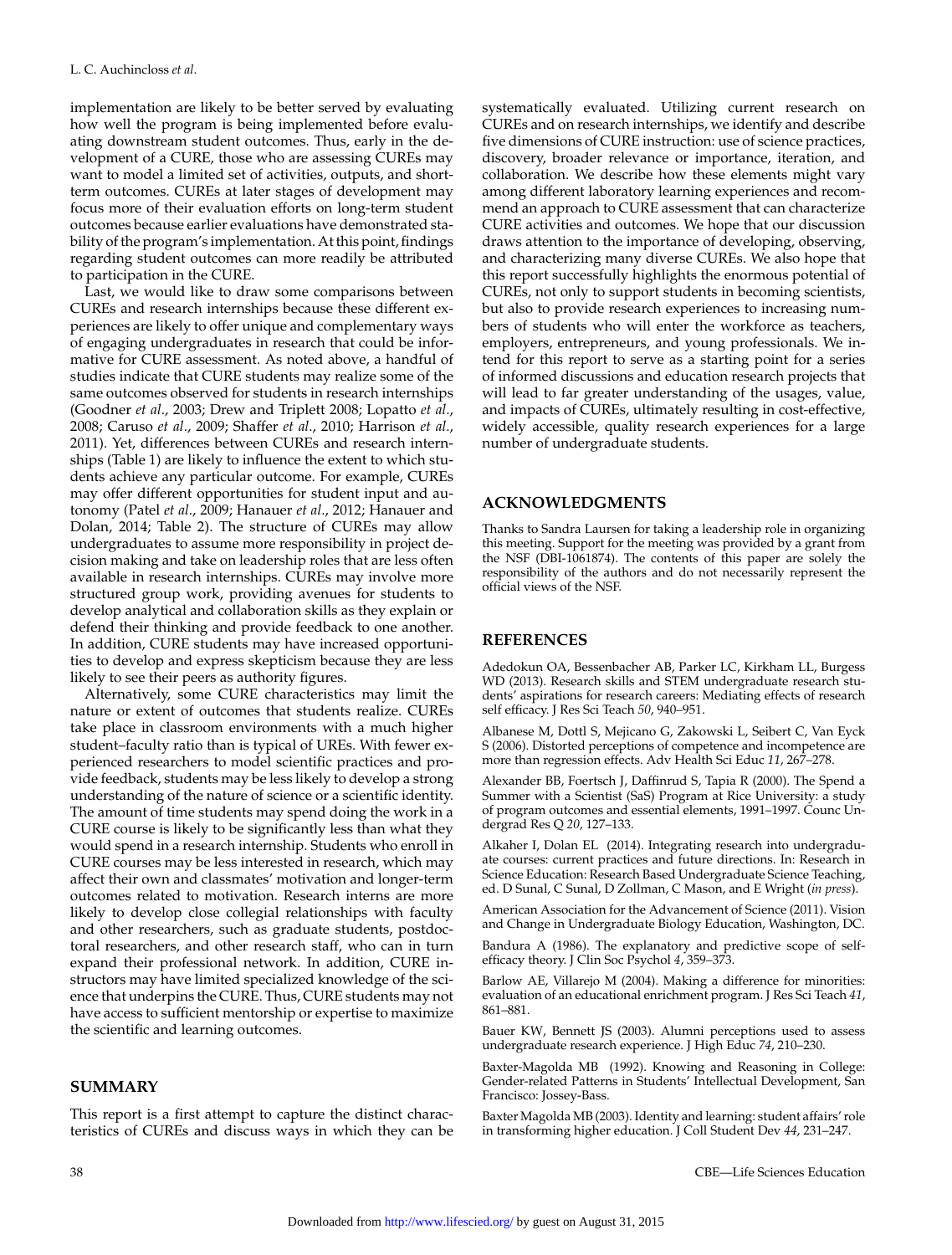implementation are likely to be better served by evaluating how well the program is being implemented before evaluating downstream student outcomes. Thus, early in the development of a CURE, those who are assessing CUREs may want to model a limited set of activities, outputs, and short-term outcomes. CUREs at later stages of development may focus more of their evaluation efforts on long-term student outcomes because earlier evaluations have demonstrated stability of the program's implementation. At this point, findings regarding student outcomes can more readily be attributed to participation in the CURE.

Last, we would like to draw some comparisons between CUREs and research internships because these different experiences are likely to offer unique and complementary ways of engaging undergraduates in research that could be informative for CURE assessment. As noted above, a handful of studies indicate that CURE students may realize some of the same outcomes observed for students in research internships (Goodner *et al*., 2003; Drew and Triplett 2008; Lopatto *et al*., 2008; Caruso *et al*., 2009; Shaffer *et al*., 2010; Harrison *et al*., 2011). Yet, differences between CUREs and research internships (Table 1) are likely to influence the extent to which students achieve any particular outcome. For example, CUREs may offer different opportunities for student input and autonomy (Patel *et al*., 2009; Hanauer *et al*., 2012; Hanauer and Dolan, 2014; Table 2). The structure of CUREs may allow undergraduates to assume more responsibility in project decision making and take on leadership roles that are less often available in research internships. CUREs may involve more structured group work, providing avenues for students to develop analytical and collaboration skills as they explain or defend their thinking and provide feedback to one another. In addition, CURE students may have increased opportunities to develop and express skepticism because they are less likely to see their peers as authority figures.

Alternatively, some CURE characteristics may limit the nature or extent of outcomes that students realize. CUREs take place in classroom environments with a much higher student–faculty ratio than is typical of UREs. With fewer experienced researchers to model scientific practices and provide feedback, students may be less likely to develop a strong understanding of the nature of science or a scientific identity. The amount of time students may spend doing the work in a CURE course is likely to be significantly less than what they would spend in a research internship. Students who enroll in CURE courses may be less interested in research, which may affect their own and classmates' motivation and longer-term outcomes related to motivation. Research interns are more likely to develop close collegial relationships with faculty and other researchers, such as graduate students, postdoctoral researchers, and other research staff, who can in turn expand their professional network. In addition, CURE instructors may have limited specialized knowledge of the science that underpins the CURE. Thus, CURE students may not have access to sufficient mentorship or expertise to maximize the scientific and learning outcomes.

## SUMMARY

This report is a first attempt to capture the distinct characteristics of CUREs and discuss ways in which they can be systematically evaluated. Utilizing current research on CUREs and on research internships, we identify and describe five dimensions of CURE instruction: use of science practices, discovery, broader relevance or importance, iteration, and collaboration. We describe how these elements might vary among different laboratory learning experiences and recommend an approach to CURE assessment that can characterize CURE activities and outcomes. We hope that our discussion draws attention to the importance of developing, observing, and characterizing many diverse CUREs. We also hope that this report successfully highlights the enormous potential of CUREs, not only to support students in becoming scientists, but also to provide research experiences to increasing numbers of students who will enter the workforce as teachers, employers, entrepreneurs, and young professionals. We intend for this report to serve as a starting point for a series of informed discussions and education research projects that will lead to far greater understanding of the usages, value, and impacts of CUREs, ultimately resulting in cost-effective, widely accessible, quality research experiences for a large number of undergraduate students.

## ACKNOWLEDGMENTS

Thanks to Sandra Laursen for taking a leadership role in organizing this meeting. Support for the meeting was provided by a grant from the NSF (DBI-1061874). The contents of this paper are solely the responsibility of the authors and do not necessarily represent the official views of the NSF.

## REFERENCES

Adedokun OA, Bessenbacher AB, Parker LC, Kirkham LL, Burgess WD (2013). Research skills and STEM undergraduate research students' aspirations for research careers: Mediating effects of research self efficacy. J Res Sci Teach *50*, 940–951.

Albanese M, Dottl S, Mejicano G, Zakowski L, Seibert C, Van Eyck S (2006). Distorted perceptions of competence and incompetence are more than regression effects. Adv Health Sci Educ *11*, 267–278.

Alexander BB, Foertsch J, Daffinrud S, Tapia R (2000). The Spend a Summer with a Scientist (SaS) Program at Rice University: a study of program outcomes and essential elements, 1991–1997. Counc Undergrad Res Q *20*, 127–133.

Alkaher I, Dolan EL (2014). Integrating research into undergraduate courses: current practices and future directions. In: Research in Science Education: Research Based Undergraduate Science Teaching, ed. D Sunal, C Sunal, D Zollman, C Mason, and E Wright (*in press*).

American Association for the Advancement of Science (2011). Vision and Change in Undergraduate Biology Education, Washington, DC.

Bandura A (1986). The explanatory and predictive scope of self-efficacy theory. J Clin Soc Psychol *4*, 359–373.

Barlow AE, Villarejo M (2004). Making a difference for minorities: evaluation of an educational enrichment program. J Res Sci Teach *41*, 861–881.

Bauer KW, Bennett JS (2003). Alumni perceptions used to assess undergraduate research experience. J High Educ *74*, 210–230.

Baxter-Magolda MB (1992). Knowing and Reasoning in College: Gender-related Patterns in Students' Intellectual Development, San Francisco: Jossey-Bass.

Baxter Magolda MB (2003). Identity and learning: student affairs' role in transforming higher education. J Coll Student Dev *44*, 231–247.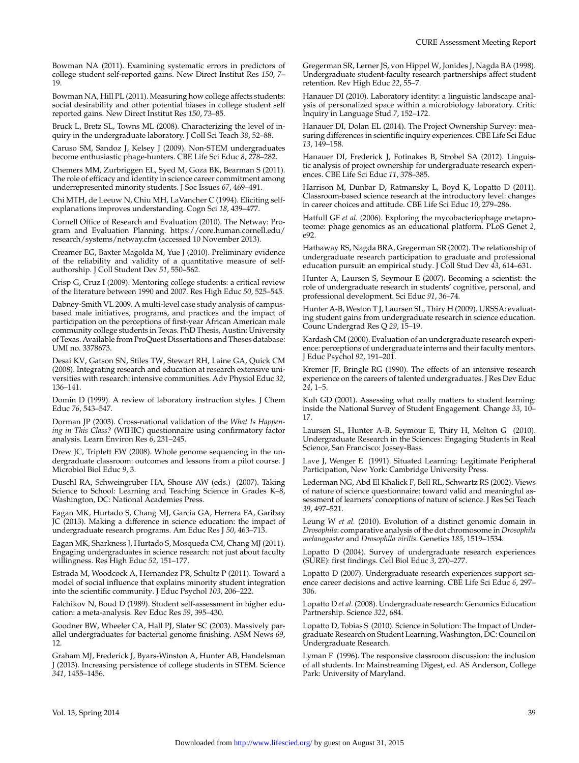Bowman NA (2011). Examining systematic errors in predictors of college student self-reported gains. New Direct Institut Res *150*, 7–19.

Bowman NA, Hill PL (2011). Measuring how college affects students: social desirability and other potential biases in college student self reported gains. New Direct Institut Res *150*, 73–85.

Bruck L, Bretz SL, Towns ML (2008). Characterizing the level of inquiry in the undergraduate laboratory. J Coll Sci Teach *38*, 52–88.

Caruso SM, Sandoz J, Kelsey J (2009). Non-STEM undergraduates become enthusiastic phage-hunters. CBE Life Sci Educ *8*, 278–282.

Chemers MM, Zurbriggen EL, Syed M, Goza BK, Bearman S (2011). The role of efficacy and identity in science career commitment among underrepresented minority students. J Soc Issues *67*, 469–491.

Chi MTH, de Leeuw N, Chiu MH, LaVancher C (1994). Eliciting self-explanations improves understanding. Cogn Sci *18*, 439–477.

Cornell Office of Research and Evaluation (2010). The Netway: Program and Evaluation Planning. https://core.human.cornell.edu/research/systems/netway.cfm (accessed 10 November 2013).

Creamer EG, Baxter Magolda M, Yue J (2010). Preliminary evidence of the reliability and validity of a quantitative measure of self-authorship. J Coll Student Dev *51*, 550–562.

Crisp G, Cruz I (2009). Mentoring college students: a critical review of the literature between 1990 and 2007. Res High Educ *50*, 525–545.

Dabney-Smith VL 2009. A multi-level case study analysis of campus-based male initiatives, programs, and practices and the impact of participation on the perceptions of first-year African American male community college students in Texas. PhD Thesis, Austin: University of Texas. Available from ProQuest Dissertations and Theses database: UMI no. 3378673.

Desai KV, Gatson SN, Stiles TW, Stewart RH, Laine GA, Quick CM (2008). Integrating research and education at research extensive universities with research: intensive communities. Adv Physiol Educ *32*, 136–141.

Domin D (1999). A review of laboratory instruction styles. J Chem Educ *76*, 543–547.

Dorman JP (2003). Cross-national validation of the *What Is Happening in This Class?* (WIHIC) questionnaire using confirmatory factor analysis. Learn Environ Res *6*, 231–245.

Drew JC, Triplett EW (2008). Whole genome sequencing in the undergraduate classroom: outcomes and lessons from a pilot course. J Microbiol Biol Educ *9*, 3.

Duschl RA, Schweingruber HA, Shouse AW (eds.) (2007). Taking Science to School: Learning and Teaching Science in Grades K–8, Washington, DC: National Academies Press.

Eagan MK, Hurtado S, Chang MJ, Garcia GA, Herrera FA, Garibay JC (2013). Making a difference in science education: the impact of undergraduate research programs. Am Educ Res J *50*, 463–713.

Eagan MK, Sharkness J, Hurtado S, Mosqueda CM, Chang MJ (2011). Engaging undergraduates in science research: not just about faculty willingness. Res High Educ *52*, 151–177.

Estrada M, Woodcock A, Hernandez PR, Schultz P (2011). Toward a model of social influence that explains minority student integration into the scientific community. J Educ Psychol *103*, 206–222.

Falchikov N, Boud D (1989). Student self-assessment in higher education: a meta-analysis. Rev Educ Res *59*, 395–430.

Goodner BW, Wheeler CA, Hall PJ, Slater SC (2003). Massively parallel undergraduates for bacterial genome finishing. ASM News *69*, 12.

Graham MJ, Frederick J, Byars-Winston A, Hunter AB, Handelsman J (2013). Increasing persistence of college students in STEM. Science *341*, 1455–1456.

Gregerman SR, Lerner JS, von Hippel W, Jonides J, Nagda BA (1998). Undergraduate student-faculty research partnerships affect student retention. Rev High Educ *22*, 55–7.

Hanauer DI (2010). Laboratory identity: a linguistic landscape analysis of personalized space within a microbiology laboratory. Critic Inquiry in Language Stud *7*, 152–172.

Hanauer DI, Dolan EL (2014). The Project Ownership Survey: measuring differences in scientific inquiry experiences. CBE Life Sci Educ *13*, 149–158.

Hanauer DI, Frederick J, Fotinakes B, Strobel SA (2012). Linguistic analysis of project ownership for undergraduate research experiences. CBE Life Sci Educ *11*, 378–385.

Harrison M, Dunbar D, Ratmansky L, Boyd K, Lopatto D (2011). Classroom-based science research at the introductory level: changes in career choices and attitude. CBE Life Sci Educ *10*, 279–286.

Hatfull GF *et al.* (2006). Exploring the mycobacteriophage metaproteome: phage genomics as an educational platform. PLoS Genet *2*, e92.

Hathaway RS, Nagda BRA, Gregerman SR (2002). The relationship of undergraduate research participation to graduate and professional education pursuit: an empirical study. J Coll Stud Dev *43*, 614–631.

Hunter A, Laursen S, Seymour E (2007). Becoming a scientist: the role of undergraduate research in students' cognitive, personal, and professional development. Sci Educ *91*, 36–74.

Hunter A-B, Weston T J, Laursen SL, Thiry H (2009). URSSA: evaluating student gains from undergraduate research in science education. Counc Undergrad Res Q *29*, 15–19.

Kardash CM (2000). Evaluation of an undergraduate research experience: perceptions of undergraduate interns and their faculty mentors. J Educ Psychol *92*, 191–201.

Kremer JF, Bringle RG (1990). The effects of an intensive research experience on the careers of talented undergraduates. J Res Dev Educ *24*, 1–5.

Kuh GD (2001). Assessing what really matters to student learning: inside the National Survey of Student Engagement. Change *33*, 10–17.

Laursen SL, Hunter A-B, Seymour E, Thiry H, Melton G (2010). Undergraduate Research in the Sciences: Engaging Students in Real Science, San Francisco: Jossey-Bass.

Lave J, Wenger E (1991). Situated Learning: Legitimate Peripheral Participation, New York: Cambridge University Press.

Lederman NG, Abd El Khalick F, Bell RL, Schwartz RS (2002). Views of nature of science questionnaire: toward valid and meaningful assessment of learners' conceptions of nature of science. J Res Sci Teach *39*, 497–521.

Leung W *et al.* (2010). Evolution of a distinct genomic domain in *Drosophila*: comparative analysis of the dot chromosome in *Drosophila melanogaster* and *Drosophila virilis*. Genetics *185*, 1519–1534.

Lopatto D (2004). Survey of undergraduate research experiences (SURE): first findings. Cell Biol Educ *3*, 270–277.

Lopatto D (2007). Undergraduate research experiences support science career decisions and active learning. CBE Life Sci Educ *6*, 297–306.

Lopatto D *et al.* (2008). Undergraduate research: Genomics Education Partnership. Science *322*, 684.

Lopatto D, Tobias S (2010). Science in Solution: The Impact of Undergraduate Research on Student Learning, Washington, DC: Council on Undergraduate Research.

Lyman F (1996). The responsive classroom discussion: the inclusion of all students. In: Mainstreaming Digest, ed. AS Anderson, College Park: University of Maryland.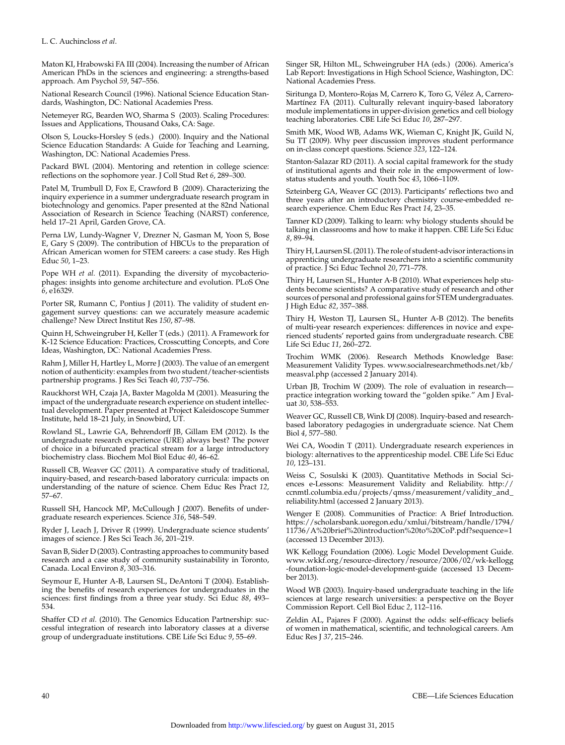Maton KI, Hrabowski FA III (2004). Increasing the number of African American PhDs in the sciences and engineering: a strengths-based approach. Am Psychol *59*, 547–556.

National Research Council (1996). National Science Education Standards, Washington, DC: National Academies Press.

Netemeyer RG, Bearden WO, Sharma S (2003). Scaling Procedures: Issues and Applications, Thousand Oaks, CA: Sage.

Olson S, Loucks-Horsley S (eds.) (2000). Inquiry and the National Science Education Standards: A Guide for Teaching and Learning, Washington, DC: National Academies Press.

Packard BWL (2004). Mentoring and retention in college science: reflections on the sophomore year. J Coll Stud Ret *6*, 289–300.

Patel M, Trumbull D, Fox E, Crawford B (2009). Characterizing the inquiry experience in a summer undergraduate research program in biotechnology and genomics. Paper presented at the 82nd National Association of Research in Science Teaching (NARST) conference, held 17–21 April, Garden Grove, CA.

Perna LW, Lundy-Wagner V, Drezner N, Gasman M, Yoon S, Bose E, Gary S (2009). The contribution of HBCUs to the preparation of African American women for STEM careers: a case study. Res High Educ *50*, 1–23.

Pope WH *et al.* (2011). Expanding the diversity of mycobacteriophages: insights into genome architecture and evolution. PLoS One *6*, e16329.

Porter SR, Rumann C, Pontius J (2011). The validity of student engagement survey questions: can we accurately measure academic challenge? New Direct Institut Res *150*, 87–98.

Quinn H, Schweingruber H, Keller T (eds.) (2011). A Framework for K-12 Science Education: Practices, Crosscutting Concepts, and Core Ideas, Washington, DC: National Academies Press.

Rahm J, Miller H, Hartley L, Morre J (2003). The value of an emergent notion of authenticity: examples from two student/teacher-scientists partnership programs. J Res Sci Teach *40*, 737–756.

Rauckhorst WH, Czaja JA, Baxter Magolda M (2001). Measuring the impact of the undergraduate research experience on student intellectual development. Paper presented at Project Kaleidoscope Summer Institute, held 18–21 July, in Snowbird, UT.

Rowland SL, Lawrie GA, Behrendorff JB, Gillam EM (2012). Is the undergraduate research experience (URE) always best? The power of choice in a bifurcated practical stream for a large introductory biochemistry class. Biochem Mol Biol Educ *40*, 46–62.

Russell CB, Weaver GC (2011). A comparative study of traditional, inquiry-based, and research-based laboratory curricula: impacts on understanding of the nature of science. Chem Educ Res Pract *12*, 57–67.

Russell SH, Hancock MP, McCullough J (2007). Benefits of undergraduate research experiences. Science *316*, 548–549.

Ryder J, Leach J, Driver R (1999). Undergraduate science students' images of science. J Res Sci Teach *36*, 201–219.

Savan B, Sider D (2003). Contrasting approaches to community based research and a case study of community sustainability in Toronto, Canada. Local Environ *8*, 303–316.

Seymour E, Hunter A-B, Laursen SL, DeAntoni T (2004). Establishing the benefits of research experiences for undergraduates in the sciences: first findings from a three year study. Sci Educ *88*, 493–534.

Shaffer CD *et al.* (2010). The Genomics Education Partnership: successful integration of research into laboratory classes at a diverse group of undergraduate institutions. CBE Life Sci Educ *9*, 55–69.

Singer SR, Hilton ML, Schweingruber HA (eds.) (2006). America's Lab Report: Investigations in High School Science, Washington, DC: National Academies Press.

Siritunga D, Montero-Rojas M, Carrero K, Toro G, Vélez A, Carrero-Martínez FA (2011). Culturally relevant inquiry-based laboratory module implementations in upper-division genetics and cell biology teaching laboratories. CBE Life Sci Educ *10*, 287–297.

Smith MK, Wood WB, Adams WK, Wieman C, Knight JK, Guild N, Su TT (2009). Why peer discussion improves student performance on in-class concept questions. Science *323*, 122–124.

Stanton-Salazar RD (2011). A social capital framework for the study of institutional agents and their role in the empowerment of low-status students and youth. Youth Soc *43*, 1066–1109.

Szteinberg GA, Weaver GC (2013). Participants' reflections two and three years after an introductory chemistry course-embedded research experience. Chem Educ Res Pract *14*, 23–35.

Tanner KD (2009). Talking to learn: why biology students should be talking in classrooms and how to make it happen. CBE Life Sci Educ *8*, 89–94.

Thiry H, Laursen SL (2011). The role of student-advisor interactions in apprenticing undergraduate researchers into a scientific community of practice. J Sci Educ Technol *20*, 771–778.

Thiry H, Laursen SL, Hunter A-B (2010). What experiences help students become scientists? A comparative study of research and other sources of personal and professional gains for STEM undergraduates. J High Educ *82*, 357–388.

Thiry H, Weston TJ, Laursen SL, Hunter A-B (2012). The benefits of multi-year research experiences: differences in novice and experienced students' reported gains from undergraduate research. CBE Life Sci Educ *11*, 260–272.

Trochim WMK (2006). Research Methods Knowledge Base: Measurement Validity Types. www.socialresearchmethods.net/kb/measval.php (accessed 2 January 2014).

Urban JB, Trochim W (2009). The role of evaluation in research—practice integration working toward the "golden spike." Am J Evaluat *30*, 538–553.

Weaver GC, Russell CB, Wink DJ (2008). Inquiry-based and research-based laboratory pedagogies in undergraduate science. Nat Chem Biol *4*, 577–580.

Wei CA, Woodin T (2011). Undergraduate research experiences in biology: alternatives to the apprenticeship model. CBE Life Sci Educ *10*, 123–131.

Weiss C, Sosulski K (2003). Quantitative Methods in Social Sciences e-Lessons: Measurement Validity and Reliability. http://ccnmtl.columbia.edu/projects/qmss/measurement/validity_and_reliability.html (accessed 2 January 2013).

Wenger E (2008). Communities of Practice: A Brief Introduction. https://scholarsbank.uoregon.edu/xmlui/bitstream/handle/1794/11736/A%20brief%20introduction%20to%20CoP.pdf?sequence=1 (accessed 13 December 2013).

WK Kellogg Foundation (2006). Logic Model Development Guide. www.wkkf.org/resource-directory/resource/2006/02/wk-kellogg-foundation-logic-model-development-guide (accessed 13 December 2013).

Wood WB (2003). Inquiry-based undergraduate teaching in the life sciences at large research universities: a perspective on the Boyer Commission Report. Cell Biol Educ *2*, 112–116.

Zeldin AL, Pajares F (2000). Against the odds: self-efficacy beliefs of women in mathematical, scientific, and technological careers. Am Educ Res J *37*, 215–246.

Downloaded from http://www.lifescied.org/ by guest on August 31, 2015